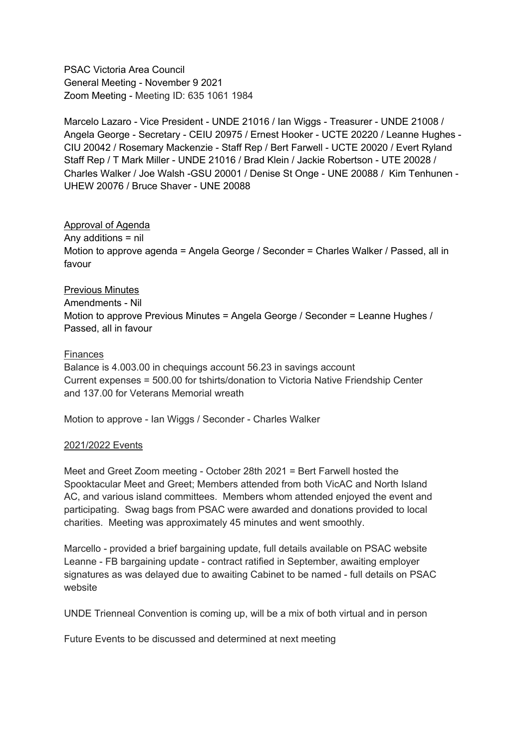PSAC Victoria Area Council
General Meeting - November 9 2021
Zoom Meeting - Meeting ID: 635 1061 1984

Marcelo Lazaro - Vice President - UNDE 21016 / Ian Wiggs - Treasurer - UNDE 21008 / Angela George - Secretary - CEIU 20975 / Ernest Hooker - UCTE 20220 / Leanne Hughes - CIU 20042 / Rosemary Mackenzie - Staff Rep / Bert Farwell - UCTE 20020 / Evert Ryland Staff Rep / T Mark Miller - UNDE 21016 / Brad Klein / Jackie Robertson - UTE 20028 / Charles Walker / Joe Walsh -GSU 20001 / Denise St Onge - UNE 20088 / Kim Tenhunen - UHEW 20076 / Bruce Shaver - UNE 20088

<u>Approval of Agenda</u>
Any additions = nil
Motion to approve agenda = Angela George / Seconder = Charles Walker / Passed, all in favour

<u>Previous Minutes</u>
Amendments - Nil
Motion to approve Previous Minutes = Angela George / Seconder = Leanne Hughes / Passed, all in favour

<u>Finances</u>
Balance is 4.003.00 in chequings account 56.23 in savings account
Current expenses = 500.00 for tshirts/donation to Victoria Native Friendship Center and 137.00 for Veterans Memorial wreath

Motion to approve - Ian Wiggs / Seconder - Charles Walker

<u>2021/2022 Events</u>

Meet and Greet Zoom meeting - October 28th 2021 = Bert Farwell hosted the Spooktacular Meet and Greet; Members attended from both VicAC and North Island AC, and various island committees. Members whom attended enjoyed the event and participating. Swag bags from PSAC were awarded and donations provided to local charities. Meeting was approximately 45 minutes and went smoothly.

Marcello - provided a brief bargaining update, full details available on PSAC website
Leanne - FB bargaining update - contract ratified in September, awaiting employer signatures as was delayed due to awaiting Cabinet to be named - full details on PSAC website

UNDE Trienneal Convention is coming up, will be a mix of both virtual and in person

Future Events to be discussed and determined at next meeting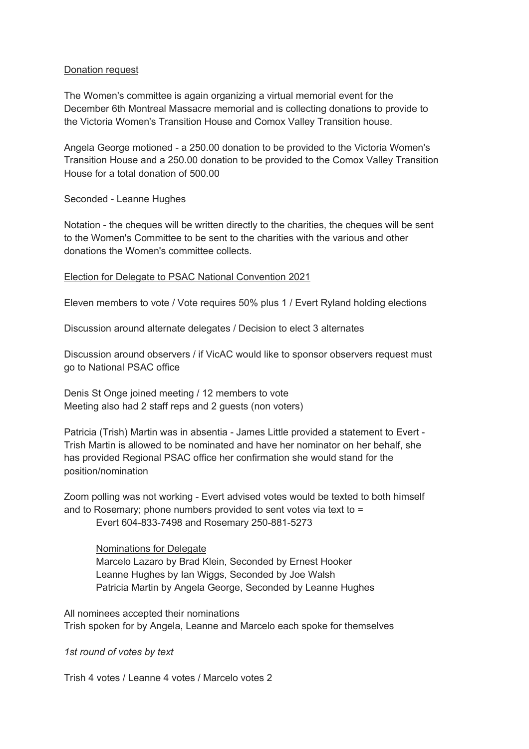Donation request

The Women's committee is again organizing a virtual memorial event for the December 6th Montreal Massacre memorial and is collecting donations to provide to the Victoria Women's Transition House and Comox Valley Transition house.

Angela George motioned - a 250.00 donation to be provided to the Victoria Women's Transition House and a 250.00 donation to be provided to the Comox Valley Transition House for a total donation of 500.00

Seconded - Leanne Hughes

Notation - the cheques will be written directly to the charities, the cheques will be sent to the Women's Committee to be sent to the charities with the various and other donations the Women's committee collects.

Election for Delegate to PSAC National Convention 2021

Eleven members to vote / Vote requires 50% plus 1 / Evert Ryland holding elections

Discussion around alternate delegates / Decision to elect 3 alternates

Discussion around observers / if VicAC would like to sponsor observers request must go to National PSAC office

Denis St Onge joined meeting / 12 members to vote
Meeting also had 2 staff reps and 2 guests (non voters)

Patricia (Trish) Martin was in absentia - James Little provided a statement to Evert - Trish Martin is allowed to be nominated and have her nominator on her behalf, she has provided Regional PSAC office her confirmation she would stand for the position/nomination

Zoom polling was not working - Evert advised votes would be texted to both himself and to Rosemary; phone numbers provided to sent votes via text to =
Evert 604-833-7498 and Rosemary 250-881-5273

Nominations for Delegate
Marcelo Lazaro by Brad Klein, Seconded by Ernest Hooker
Leanne Hughes by Ian Wiggs, Seconded by Joe Walsh
Patricia Martin by Angela George, Seconded by Leanne Hughes

All nominees accepted their nominations
Trish spoken for by Angela, Leanne and Marcelo each spoke for themselves

*1st round of votes by text*

Trish 4 votes / Leanne 4 votes / Marcelo votes 2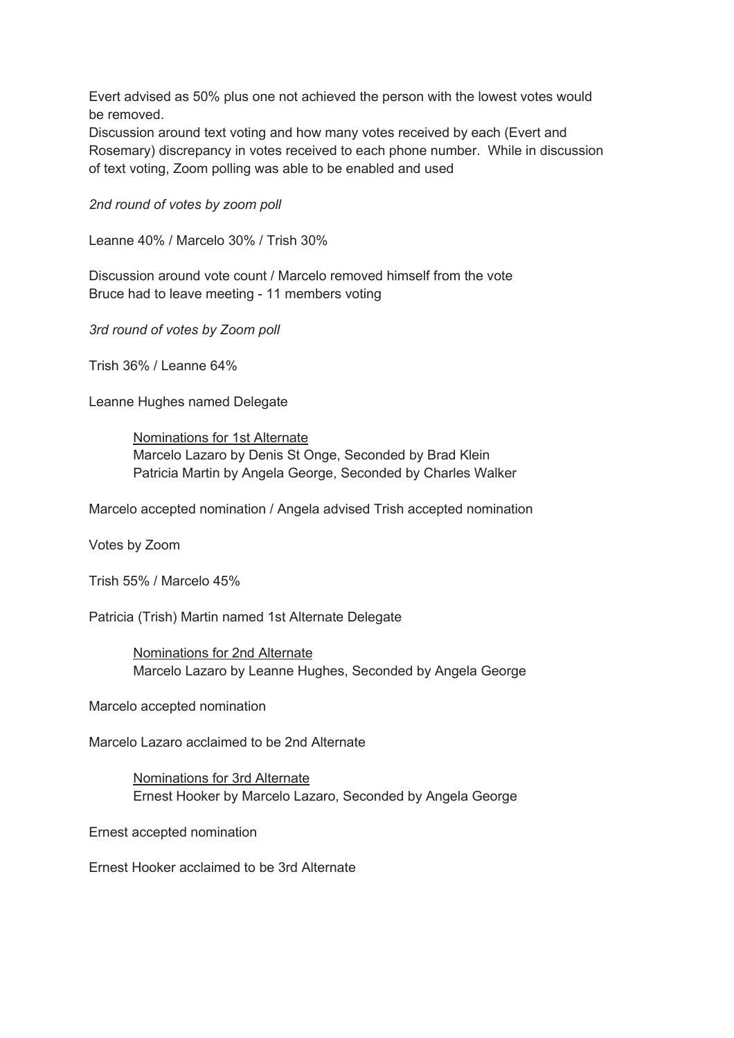Evert advised as 50% plus one not achieved the person with the lowest votes would be removed.
Discussion around text voting and how many votes received by each (Evert and Rosemary) discrepancy in votes received to each phone number. While in discussion of text voting, Zoom polling was able to be enabled and used

*2nd round of votes by zoom poll*

Leanne 40% / Marcelo 30% / Trish 30%

Discussion around vote count / Marcelo removed himself from the vote
Bruce had to leave meeting - 11 members voting

*3rd round of votes by Zoom poll*

Trish 36% / Leanne 64%

Leanne Hughes named Delegate

> <u>Nominations for 1st Alternate</u>
> Marcelo Lazaro by Denis St Onge, Seconded by Brad Klein
> Patricia Martin by Angela George, Seconded by Charles Walker

Marcelo accepted nomination / Angela advised Trish accepted nomination

Votes by Zoom

Trish 55% / Marcelo 45%

Patricia (Trish) Martin named 1st Alternate Delegate

> <u>Nominations for 2nd Alternate</u>
> Marcelo Lazaro by Leanne Hughes, Seconded by Angela George

Marcelo accepted nomination

Marcelo Lazaro acclaimed to be 2nd Alternate

> <u>Nominations for 3rd Alternate</u>
> Ernest Hooker by Marcelo Lazaro, Seconded by Angela George

Ernest accepted nomination

Ernest Hooker acclaimed to be 3rd Alternate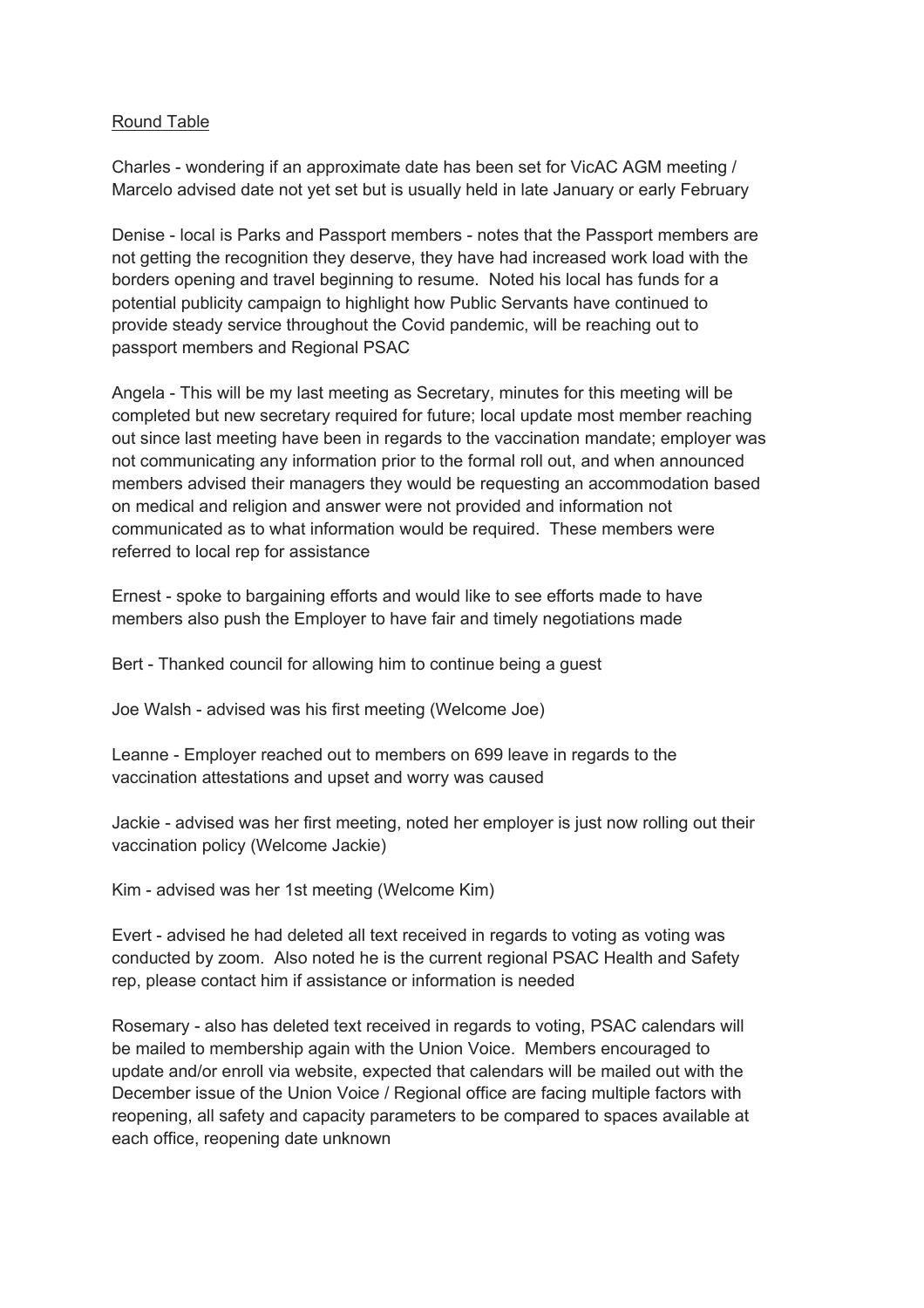Round Table

Charles - wondering if an approximate date has been set for VicAC AGM meeting / Marcelo advised date not yet set but is usually held in late January or early February

Denise - local is Parks and Passport members - notes that the Passport members are not getting the recognition they deserve, they have had increased work load with the borders opening and travel beginning to resume. Noted his local has funds for a potential publicity campaign to highlight how Public Servants have continued to provide steady service throughout the Covid pandemic, will be reaching out to passport members and Regional PSAC

Angela - This will be my last meeting as Secretary, minutes for this meeting will be completed but new secretary required for future; local update most member reaching out since last meeting have been in regards to the vaccination mandate; employer was not communicating any information prior to the formal roll out, and when announced members advised their managers they would be requesting an accommodation based on medical and religion and answer were not provided and information not communicated as to what information would be required. These members were referred to local rep for assistance

Ernest - spoke to bargaining efforts and would like to see efforts made to have members also push the Employer to have fair and timely negotiations made

Bert - Thanked council for allowing him to continue being a guest

Joe Walsh - advised was his first meeting (Welcome Joe)

Leanne - Employer reached out to members on 699 leave in regards to the vaccination attestations and upset and worry was caused

Jackie - advised was her first meeting, noted her employer is just now rolling out their vaccination policy (Welcome Jackie)

Kim - advised was her 1st meeting (Welcome Kim)

Evert - advised he had deleted all text received in regards to voting as voting was conducted by zoom. Also noted he is the current regional PSAC Health and Safety rep, please contact him if assistance or information is needed

Rosemary - also has deleted text received in regards to voting, PSAC calendars will be mailed to membership again with the Union Voice. Members encouraged to update and/or enroll via website, expected that calendars will be mailed out with the December issue of the Union Voice / Regional office are facing multiple factors with reopening, all safety and capacity parameters to be compared to spaces available at each office, reopening date unknown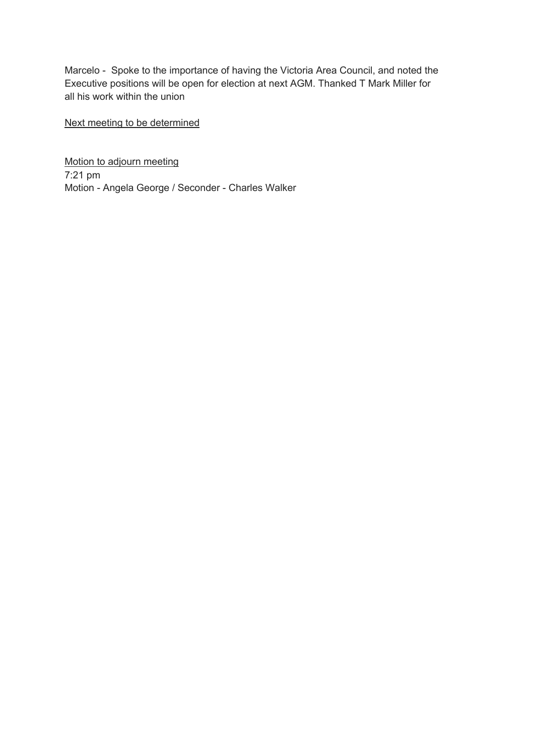Marcelo - Spoke to the importance of having the Victoria Area Council, and noted the Executive positions will be open for election at next AGM. Thanked T Mark Miller for all his work within the union

<u>Next meeting to be determined</u>

<u>Motion to adjourn meeting</u>
7:21 pm
Motion - Angela George / Seconder - Charles Walker